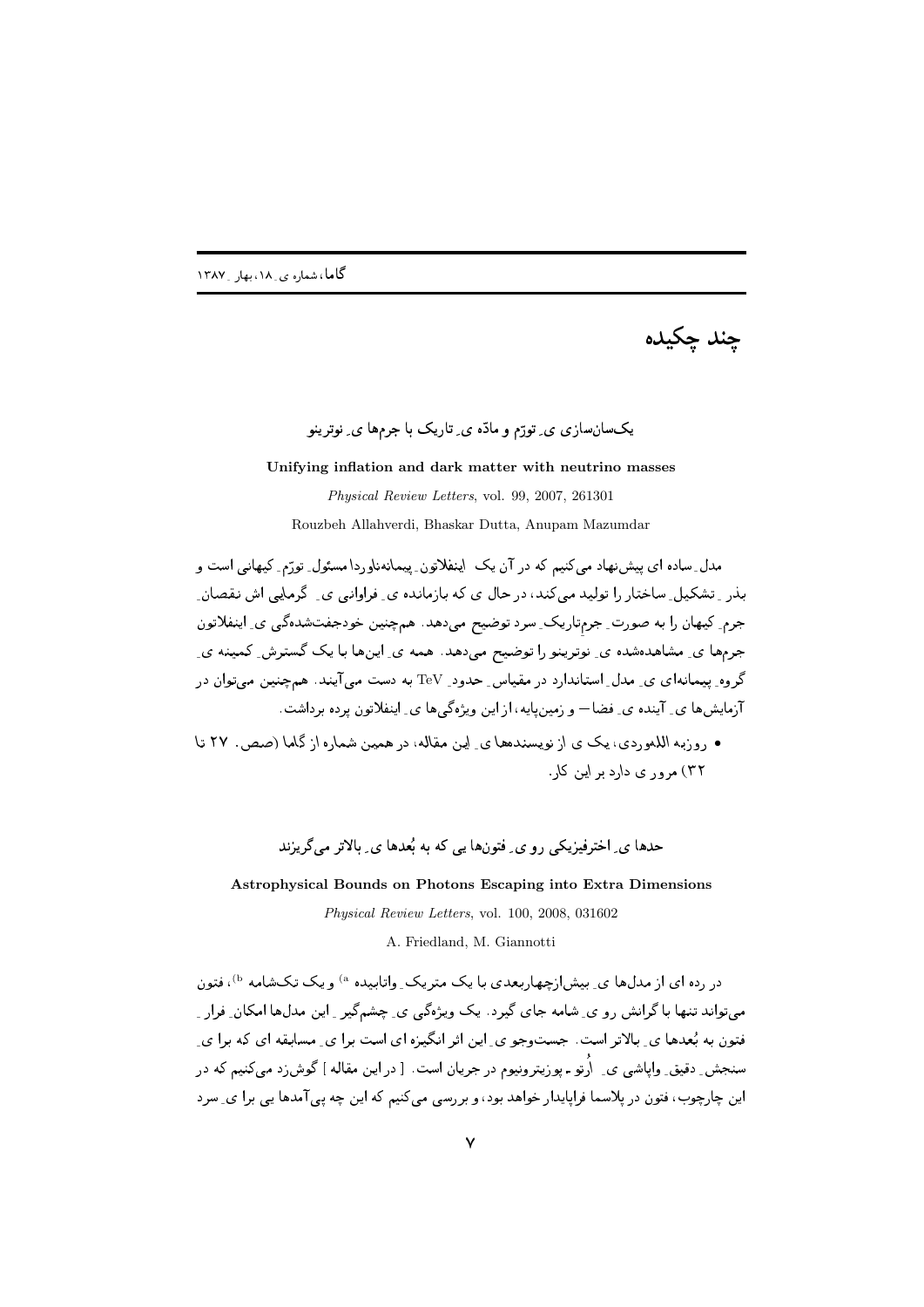# چند چکیده

## یک‌سان‌سازی یِ تورّم و مادّه یِ تاریک با جرم‌ها یِ نوترینو

**Unifying inflation and dark matter with neutrino masses**

*Physical Review Letters*, vol. 99, 2007, 261301

Rouzbeh Allahverdi, Bhaskar Dutta, Anupam Mazumdar

مدل‌ِ ساده ای پیش‌نهاد می‌کنیم که در آن یک اینفلاتون‌ِ پیمانه‌ناوردا مسئول‌ِ تورّم‌ِ کیهانی است و بذر‌ِ تشکیل‌ِ ساختار را تولید می‌کند، در حال ی که بازمانده یِ فراوانی یِ گرمایی اش نقصان‌ِ جرم‌ِ کیهان را به صورت‌ِ جرم‌تاریک‌ِ سرد توضیح می‌دهد. هم‌چنین خودجفت‌شده‌گی یِ اینفلاتون جرم‌ها یِ مشاهده‌شده یِ نوترینو را توضیح می‌دهد. همه یِ این‌ها با یک گسترش‌ِ کمینه یِ گروه‌ِ پیمانه‌ای یِ مدل‌ِ استاندارد در مقیاس‌ِ حدود‌ِ TeV به دست می‌آیند. هم‌چنین می‌توان در آزمایش‌ها یِ آینده یِ فضا– و زمین‌پایه، از این ویژه‌گی‌ها یِ اینفلاتون پرده برداشت.

- روزبه الله‌وردی، یک ی از نویسنده‌ها یِ این مقاله، در همین شماره از گاما (صص. ۲۷ تا ۳۲) مرور ی دارد بر این کار.

## حدها یِ اخترفیزیکی رو یِ فتون‌ها یی که به بُعدها یِ بالاتر می‌گریزند

**Astrophysical Bounds on Photons Escaping into Extra Dimensions**

*Physical Review Letters*, vol. 100, 2008, 031602

A. Friedland, M. Giannotti

در رده ای از مدل‌ها یِ بیش‌ازچهاربعدی با یک متریک‌ِ واتابیده [a] و یک تک‌شامه [b]، فتون می‌تواند تنها با گرانش رو یِ شامه جای گیرد. یک ویژه‌گی یِ چشم‌گیر‌ِ این مدل‌ها امکان‌ِ فرار‌ِ فتون به بُعدها یِ بالاتر است. جست‌وجو یِ این اثر انگیزه ای است برا یِ مسابقه ای که برا یِ سنجش‌ِ دقیق‌ِ واپاشی یِ اُرتو ـ پوزیترونیوم در جریان است. [ در این مقاله ] گوش‌زد می‌کنیم که در این چارچوب، فتون در پلاسما فراپایدار خواهد بود، و بررسی می‌کنیم که این چه پی‌آمدها یی برا یِ سرد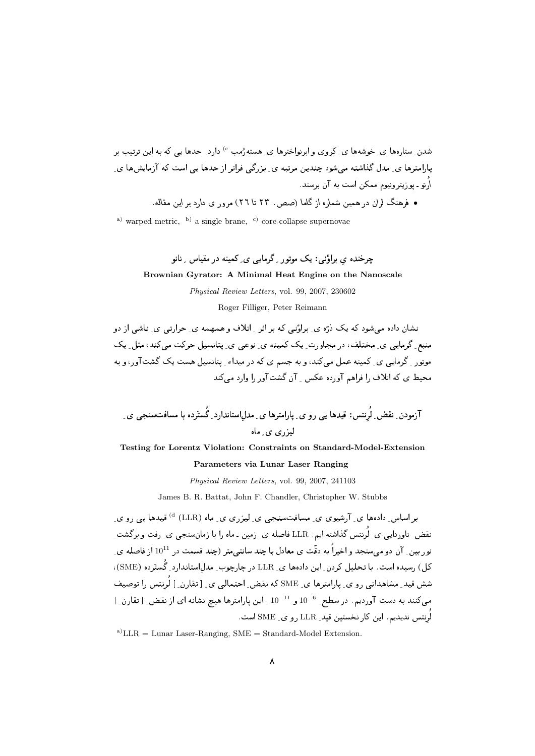شدن ِ ستاره‌ها ی ِ خوشه‌ها ی ِ کروی و ابرنواخترها ی ِ هسته‌رُمب [c] دارد. حدها یی که به این ترتیب بر پارامترها ی ِ مدل گذاشته می‌شود چندین مرتبه ی ِ بزرگی فراتر از حدها یی است که آزمایش‌ها ی ِ اُرتو ـ پوزیترونیوم ممکن است به آن برسند.

- فرهنگ لران در همین شماره از گاما (صص. ۲۳ تا ۲٦) مرور ی دارد بر این مقاله.

[a] warped metric, [b] a single brane, [c] core-collapse supernovae

## چرخنده ی براوْنی: یک موتور ِ گرمایی ی ِ کمینه در مقیاس ِ نانو

**Brownian Gyrator: A Minimal Heat Engine on the Nanoscale**

*Physical Review Letters*, vol. 99, 2007, 230602

Roger Filliger, Peter Reimann

نشان داده می‌شود که یک ذرّه ی ِ براوْنی که بر اثر ِ اتلاف و همهمه ی ِ حرارتی ی ِ ناشی از دو منبع ِ گرمایی ی ِ مختلف، در مجاورت ِ یک کمینه ی ِ نوعی ی ِ پتانسیل حرکت می‌کند، مثل ِ یک موتور ِ گرمایی ی ِ کمینه عمل می‌کند، و به جسم ی که در مبداء ِ پتانسیل هست یک گشتاور، و به محیط ی که اتلاف را فراهم آورده عکس ِ آن گشتاور را وارد می‌کند

## آزمودن ِ نقض ِ لُرِنتس: قیدها یی رو ی ِ پارامترها ی ِ مدلِ‌استاندارد ِ گُستَرده با مسافت‌سنجی ی ِ لیزری ی ِ ماه

**Testing for Lorentz Violation: Constraints on Standard-Model-Extension Parameters via Lunar Laser Ranging**

*Physical Review Letters*, vol. 99, 2007, 241103

James B. R. Battat, John F. Chandler, Christopher W. Stubbs

بر اساس ِ داده‌ها ی ِ آرشیوی ی ِ مسافت‌سنجی ی ِ لیزری ی ِ ماه (LLR) [d] قیدها یی رو ی ِ نقض ِ ناوردایی ی ِ لُرِنتس گذاشته ایم. LLR فاصله ی ِ زمین ـ ماه را با زمان‌سنجی ی ِ رفت و برگشت ِ نور بین ِ آن دو می‌سنجد و اخیراً به دقّت ی معادل با چند سانتی‌متر (چند قسمت در $10^{11}$ از فاصله ی ِ کل) رسیده است. با تحلیل کردن ِ این داده‌ها ی ِ LLR در چارچوب ِ مدلِ‌استاندارد ِ گُستَرده (SME)، شش قید ِ مشاهداتی رو ی ِ پارامترها ی ِ SME که نقض ِ احتمالی ی ِ [ تقارن ِ ] لُرِنتس را توصیف می‌کنند به دست آوردیم. در سطح ِ $10^{-6}$ و $10^{-11}$ ِ این پارامترها هیچ نشانه ای از نقض ِ [ تقارن ِ ] لُرِنتس ندیدیم. این کار نخستین قید ِ LLR رو ی ِ SME است.

[a] LLR = Lunar Laser-Ranging, SME = Standard-Model Extension.